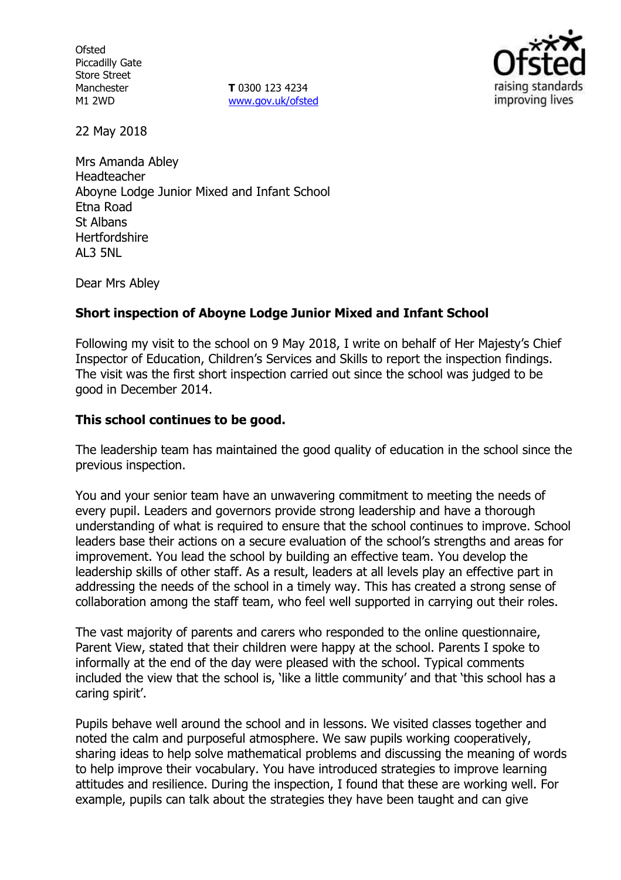Ofsted
Piccadilly Gate
Store Street
Manchester
M1 2WD

**T** 0300 123 4234
www.gov.uk/ofsted

22 May 2018

Mrs Amanda Abley
Headteacher
Aboyne Lodge Junior Mixed and Infant School
Etna Road
St Albans
Hertfordshire
AL3 5NL

Dear Mrs Abley

**Short inspection of Aboyne Lodge Junior Mixed and Infant School**

Following my visit to the school on 9 May 2018, I write on behalf of Her Majesty's Chief Inspector of Education, Children's Services and Skills to report the inspection findings. The visit was the first short inspection carried out since the school was judged to be good in December 2014.

**This school continues to be good.**

The leadership team has maintained the good quality of education in the school since the previous inspection.

You and your senior team have an unwavering commitment to meeting the needs of every pupil. Leaders and governors provide strong leadership and have a thorough understanding of what is required to ensure that the school continues to improve. School leaders base their actions on a secure evaluation of the school's strengths and areas for improvement. You lead the school by building an effective team. You develop the leadership skills of other staff. As a result, leaders at all levels play an effective part in addressing the needs of the school in a timely way. This has created a strong sense of collaboration among the staff team, who feel well supported in carrying out their roles.

The vast majority of parents and carers who responded to the online questionnaire, Parent View, stated that their children were happy at the school. Parents I spoke to informally at the end of the day were pleased with the school. Typical comments included the view that the school is, 'like a little community' and that 'this school has a caring spirit'.

Pupils behave well around the school and in lessons. We visited classes together and noted the calm and purposeful atmosphere. We saw pupils working cooperatively, sharing ideas to help solve mathematical problems and discussing the meaning of words to help improve their vocabulary. You have introduced strategies to improve learning attitudes and resilience. During the inspection, I found that these are working well. For example, pupils can talk about the strategies they have been taught and can give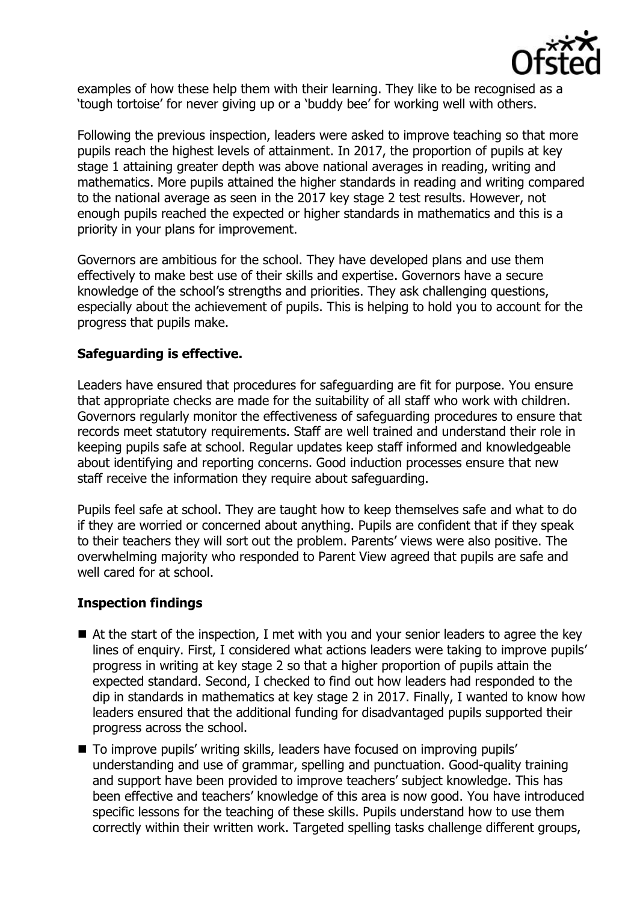examples of how these help them with their learning. They like to be recognised as a 'tough tortoise' for never giving up or a 'buddy bee' for working well with others.

Following the previous inspection, leaders were asked to improve teaching so that more pupils reach the highest levels of attainment. In 2017, the proportion of pupils at key stage 1 attaining greater depth was above national averages in reading, writing and mathematics. More pupils attained the higher standards in reading and writing compared to the national average as seen in the 2017 key stage 2 test results. However, not enough pupils reached the expected or higher standards in mathematics and this is a priority in your plans for improvement.

Governors are ambitious for the school. They have developed plans and use them effectively to make best use of their skills and expertise. Governors have a secure knowledge of the school's strengths and priorities. They ask challenging questions, especially about the achievement of pupils. This is helping to hold you to account for the progress that pupils make.

## Safeguarding is effective.

Leaders have ensured that procedures for safeguarding are fit for purpose. You ensure that appropriate checks are made for the suitability of all staff who work with children. Governors regularly monitor the effectiveness of safeguarding procedures to ensure that records meet statutory requirements. Staff are well trained and understand their role in keeping pupils safe at school. Regular updates keep staff informed and knowledgeable about identifying and reporting concerns. Good induction processes ensure that new staff receive the information they require about safeguarding.

Pupils feel safe at school. They are taught how to keep themselves safe and what to do if they are worried or concerned about anything. Pupils are confident that if they speak to their teachers they will sort out the problem. Parents' views were also positive. The overwhelming majority who responded to Parent View agreed that pupils are safe and well cared for at school.

## Inspection findings

- At the start of the inspection, I met with you and your senior leaders to agree the key lines of enquiry. First, I considered what actions leaders were taking to improve pupils' progress in writing at key stage 2 so that a higher proportion of pupils attain the expected standard. Second, I checked to find out how leaders had responded to the dip in standards in mathematics at key stage 2 in 2017. Finally, I wanted to know how leaders ensured that the additional funding for disadvantaged pupils supported their progress across the school.
- To improve pupils' writing skills, leaders have focused on improving pupils' understanding and use of grammar, spelling and punctuation. Good-quality training and support have been provided to improve teachers' subject knowledge. This has been effective and teachers' knowledge of this area is now good. You have introduced specific lessons for the teaching of these skills. Pupils understand how to use them correctly within their written work. Targeted spelling tasks challenge different groups,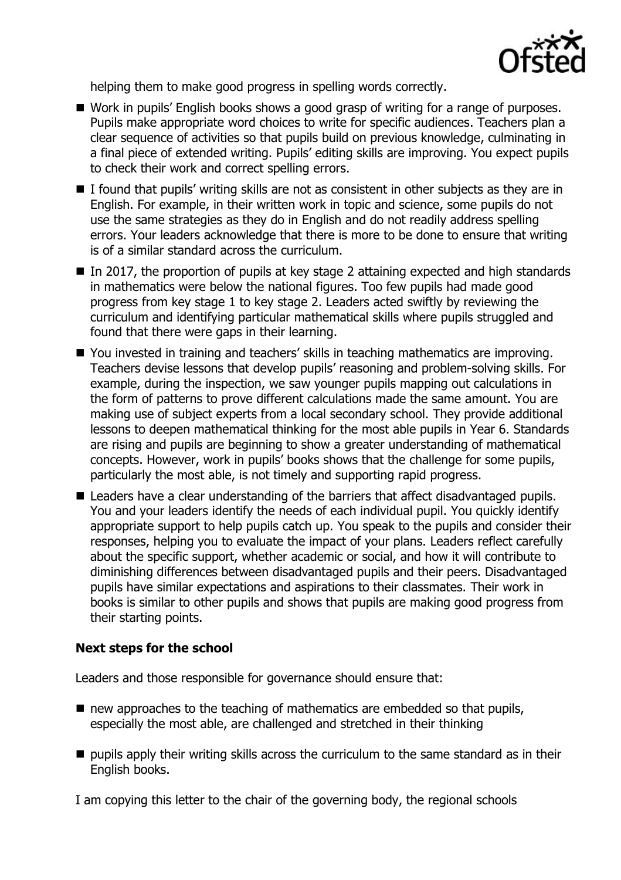helping them to make good progress in spelling words correctly.

- Work in pupils' English books shows a good grasp of writing for a range of purposes. Pupils make appropriate word choices to write for specific audiences. Teachers plan a clear sequence of activities so that pupils build on previous knowledge, culminating in a final piece of extended writing. Pupils' editing skills are improving. You expect pupils to check their work and correct spelling errors.
- I found that pupils' writing skills are not as consistent in other subjects as they are in English. For example, in their written work in topic and science, some pupils do not use the same strategies as they do in English and do not readily address spelling errors. Your leaders acknowledge that there is more to be done to ensure that writing is of a similar standard across the curriculum.
- In 2017, the proportion of pupils at key stage 2 attaining expected and high standards in mathematics were below the national figures. Too few pupils had made good progress from key stage 1 to key stage 2. Leaders acted swiftly by reviewing the curriculum and identifying particular mathematical skills where pupils struggled and found that there were gaps in their learning.
- You invested in training and teachers' skills in teaching mathematics are improving. Teachers devise lessons that develop pupils' reasoning and problem-solving skills. For example, during the inspection, we saw younger pupils mapping out calculations in the form of patterns to prove different calculations made the same amount. You are making use of subject experts from a local secondary school. They provide additional lessons to deepen mathematical thinking for the most able pupils in Year 6. Standards are rising and pupils are beginning to show a greater understanding of mathematical concepts. However, work in pupils' books shows that the challenge for some pupils, particularly the most able, is not timely and supporting rapid progress.
- Leaders have a clear understanding of the barriers that affect disadvantaged pupils. You and your leaders identify the needs of each individual pupil. You quickly identify appropriate support to help pupils catch up. You speak to the pupils and consider their responses, helping you to evaluate the impact of your plans. Leaders reflect carefully about the specific support, whether academic or social, and how it will contribute to diminishing differences between disadvantaged pupils and their peers. Disadvantaged pupils have similar expectations and aspirations to their classmates. Their work in books is similar to other pupils and shows that pupils are making good progress from their starting points.

### Next steps for the school

Leaders and those responsible for governance should ensure that:

- new approaches to the teaching of mathematics are embedded so that pupils, especially the most able, are challenged and stretched in their thinking
- pupils apply their writing skills across the curriculum to the same standard as in their English books.

I am copying this letter to the chair of the governing body, the regional schools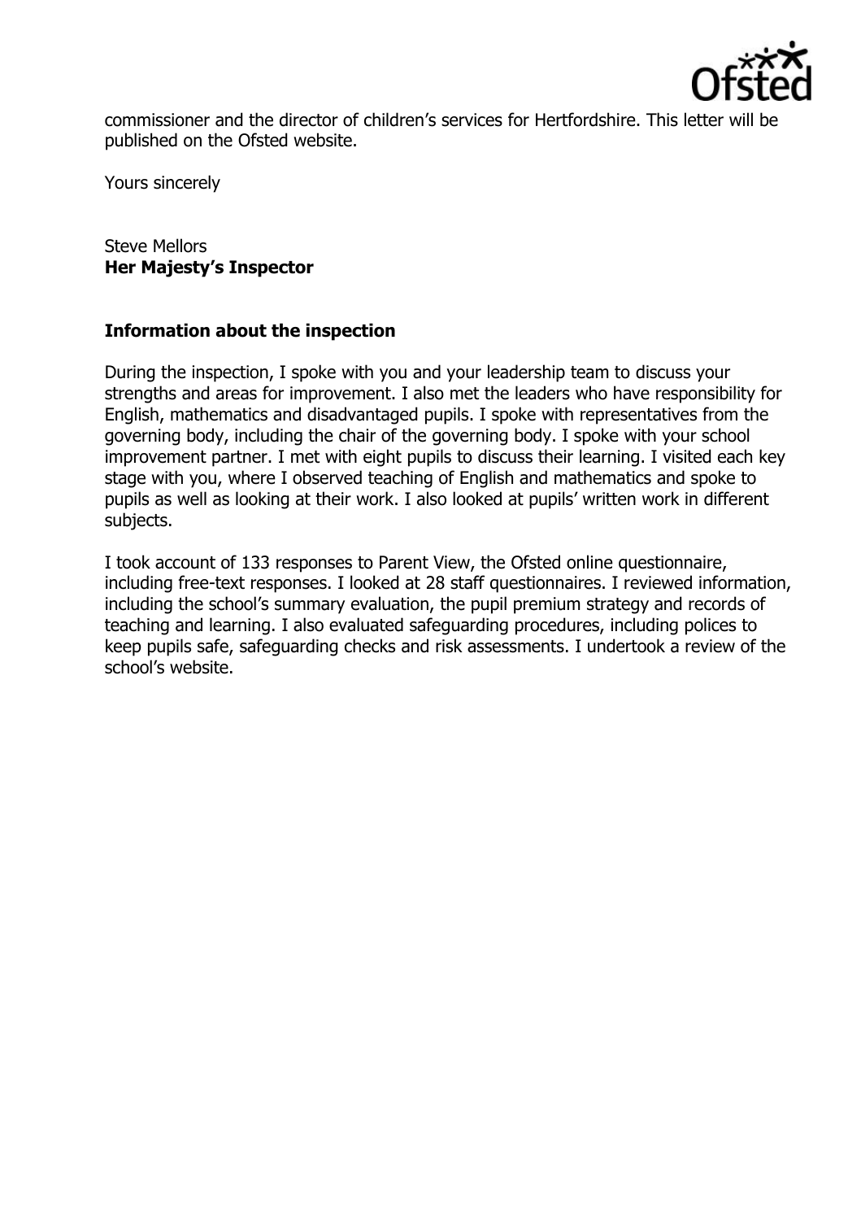commissioner and the director of children's services for Hertfordshire. This letter will be published on the Ofsted website.

Yours sincerely

Steve Mellors
**Her Majesty's Inspector**

## Information about the inspection

During the inspection, I spoke with you and your leadership team to discuss your strengths and areas for improvement. I also met the leaders who have responsibility for English, mathematics and disadvantaged pupils. I spoke with representatives from the governing body, including the chair of the governing body. I spoke with your school improvement partner. I met with eight pupils to discuss their learning. I visited each key stage with you, where I observed teaching of English and mathematics and spoke to pupils as well as looking at their work. I also looked at pupils' written work in different subjects.

I took account of 133 responses to Parent View, the Ofsted online questionnaire, including free-text responses. I looked at 28 staff questionnaires. I reviewed information, including the school's summary evaluation, the pupil premium strategy and records of teaching and learning. I also evaluated safeguarding procedures, including polices to keep pupils safe, safeguarding checks and risk assessments. I undertook a review of the school's website.